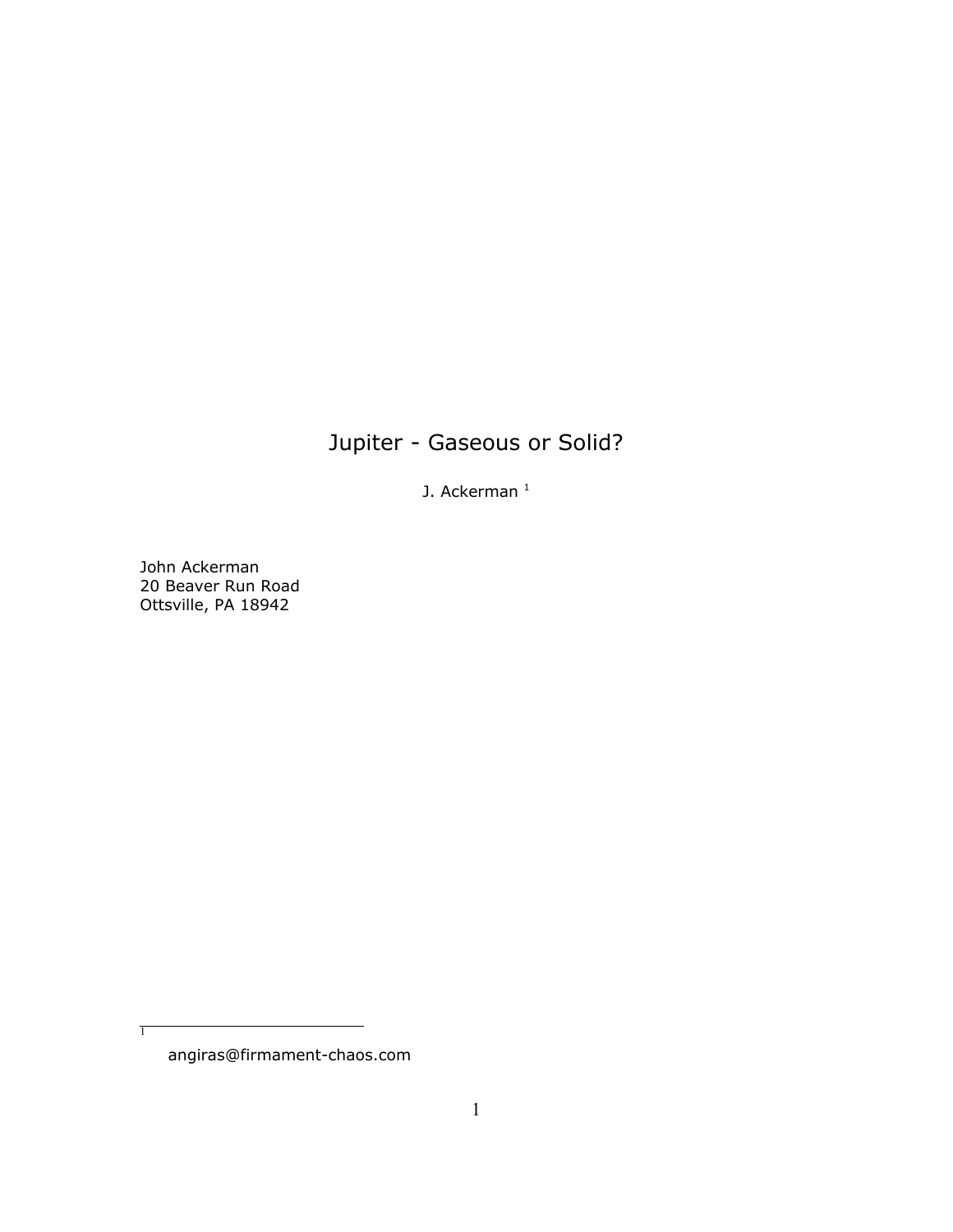# Jupiter - Gaseous or Solid?

J. Ackerman [1]

John Ackerman
20 Beaver Run Road
Ottsville, PA 18942

[1] angiras@firmament-chaos.com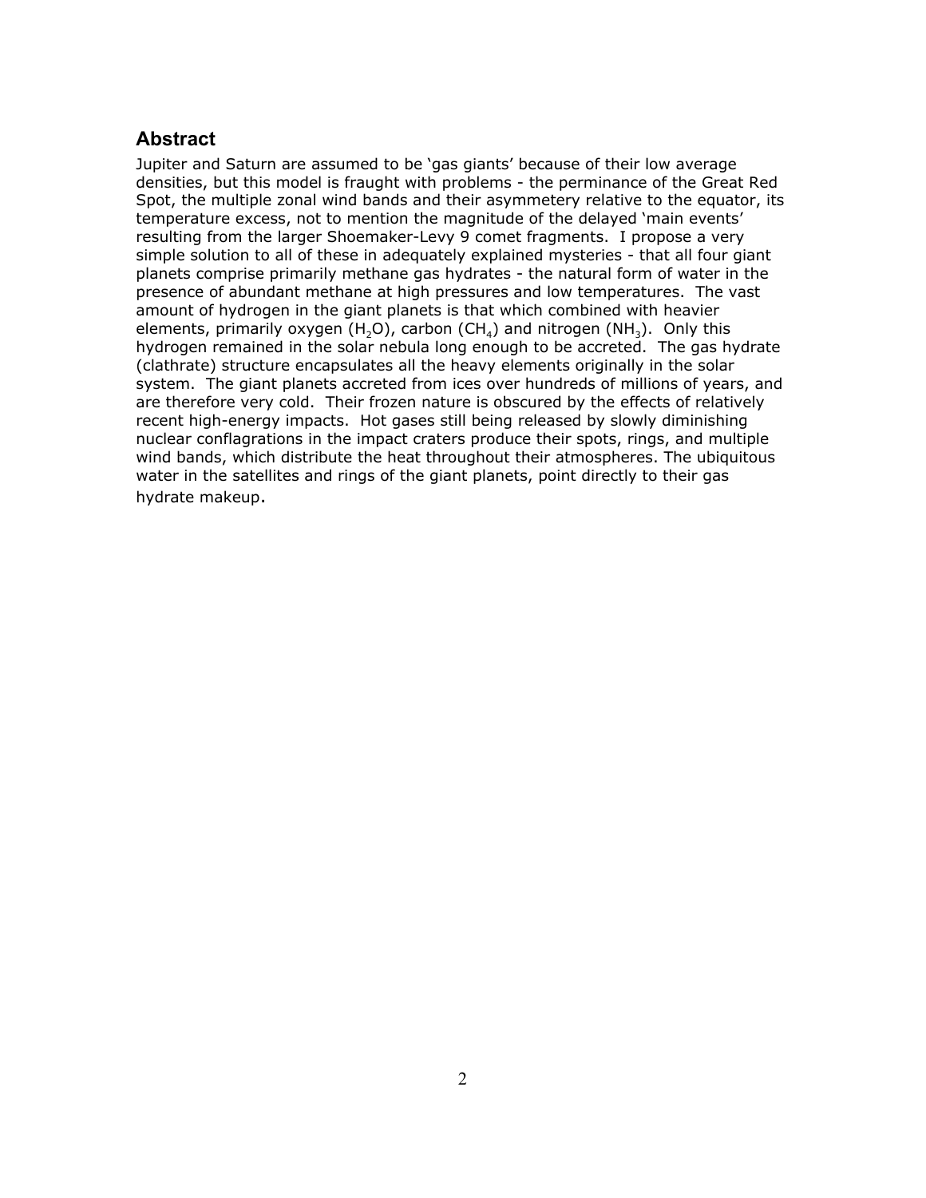## Abstract

Jupiter and Saturn are assumed to be 'gas giants' because of their low average densities, but this model is fraught with problems - the perminance of the Great Red Spot, the multiple zonal wind bands and their asymmetery relative to the equator, its temperature excess, not to mention the magnitude of the delayed 'main events' resulting from the larger Shoemaker-Levy 9 comet fragments. I propose a very simple solution to all of these in adequately explained mysteries - that all four giant planets comprise primarily methane gas hydrates - the natural form of water in the presence of abundant methane at high pressures and low temperatures. The vast amount of hydrogen in the giant planets is that which combined with heavier elements, primarily oxygen ($H_2O$), carbon ($CH_4$) and nitrogen ($NH_3$). Only this hydrogen remained in the solar nebula long enough to be accreted. The gas hydrate (clathrate) structure encapsulates all the heavy elements originally in the solar system. The giant planets accreted from ices over hundreds of millions of years, and are therefore very cold. Their frozen nature is obscured by the effects of relatively recent high-energy impacts. Hot gases still being released by slowly diminishing nuclear conflagrations in the impact craters produce their spots, rings, and multiple wind bands, which distribute the heat throughout their atmospheres. The ubiquitous water in the satellites and rings of the giant planets, point directly to their gas hydrate makeup.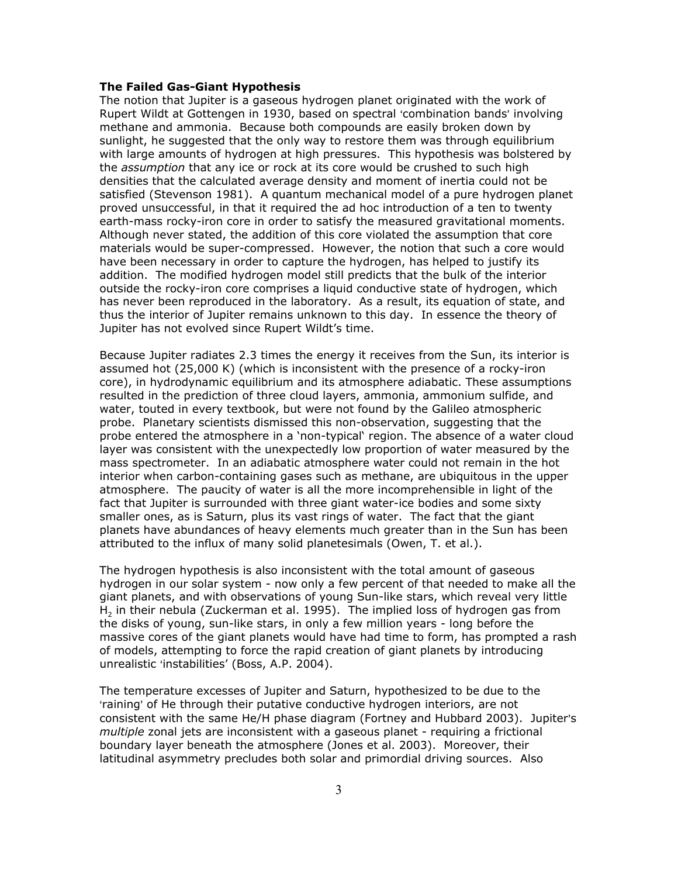**The Failed Gas-Giant Hypothesis**

The notion that Jupiter is a gaseous hydrogen planet originated with the work of Rupert Wildt at Gottengen in 1930, based on spectral 'combination bands' involving methane and ammonia. Because both compounds are easily broken down by sunlight, he suggested that the only way to restore them was through equilibrium with large amounts of hydrogen at high pressures. This hypothesis was bolstered by the *assumption* that any ice or rock at its core would be crushed to such high densities that the calculated average density and moment of inertia could not be satisfied (Stevenson 1981). A quantum mechanical model of a pure hydrogen planet proved unsuccessful, in that it required the ad hoc introduction of a ten to twenty earth-mass rocky-iron core in order to satisfy the measured gravitational moments. Although never stated, the addition of this core violated the assumption that core materials would be super-compressed. However, the notion that such a core would have been necessary in order to capture the hydrogen, has helped to justify its addition. The modified hydrogen model still predicts that the bulk of the interior outside the rocky-iron core comprises a liquid conductive state of hydrogen, which has never been reproduced in the laboratory. As a result, its equation of state, and thus the interior of Jupiter remains unknown to this day. In essence the theory of Jupiter has not evolved since Rupert Wildt's time.

Because Jupiter radiates 2.3 times the energy it receives from the Sun, its interior is assumed hot (25,000 K) (which is inconsistent with the presence of a rocky-iron core), in hydrodynamic equilibrium and its atmosphere adiabatic. These assumptions resulted in the prediction of three cloud layers, ammonia, ammonium sulfide, and water, touted in every textbook, but were not found by the Galileo atmospheric probe. Planetary scientists dismissed this non-observation, suggesting that the probe entered the atmosphere in a 'non-typical' region. The absence of a water cloud layer was consistent with the unexpectedly low proportion of water measured by the mass spectrometer. In an adiabatic atmosphere water could not remain in the hot interior when carbon-containing gases such as methane, are ubiquitous in the upper atmosphere. The paucity of water is all the more incomprehensible in light of the fact that Jupiter is surrounded with three giant water-ice bodies and some sixty smaller ones, as is Saturn, plus its vast rings of water. The fact that the giant planets have abundances of heavy elements much greater than in the Sun has been attributed to the influx of many solid planetesimals (Owen, T. et al.).

The hydrogen hypothesis is also inconsistent with the total amount of gaseous hydrogen in our solar system - now only a few percent of that needed to make all the giant planets, and with observations of young Sun-like stars, which reveal very little $H_2$ in their nebula (Zuckerman et al. 1995). The implied loss of hydrogen gas from the disks of young, sun-like stars, in only a few million years - long before the massive cores of the giant planets would have had time to form, has prompted a rash of models, attempting to force the rapid creation of giant planets by introducing unrealistic 'instabilities' (Boss, A.P. 2004).

The temperature excesses of Jupiter and Saturn, hypothesized to be due to the 'raining' of He through their putative conductive hydrogen interiors, are not consistent with the same He/H phase diagram (Fortney and Hubbard 2003). Jupiter's *multiple* zonal jets are inconsistent with a gaseous planet - requiring a frictional boundary layer beneath the atmosphere (Jones et al. 2003). Moreover, their latitudinal asymmetry precludes both solar and primordial driving sources. Also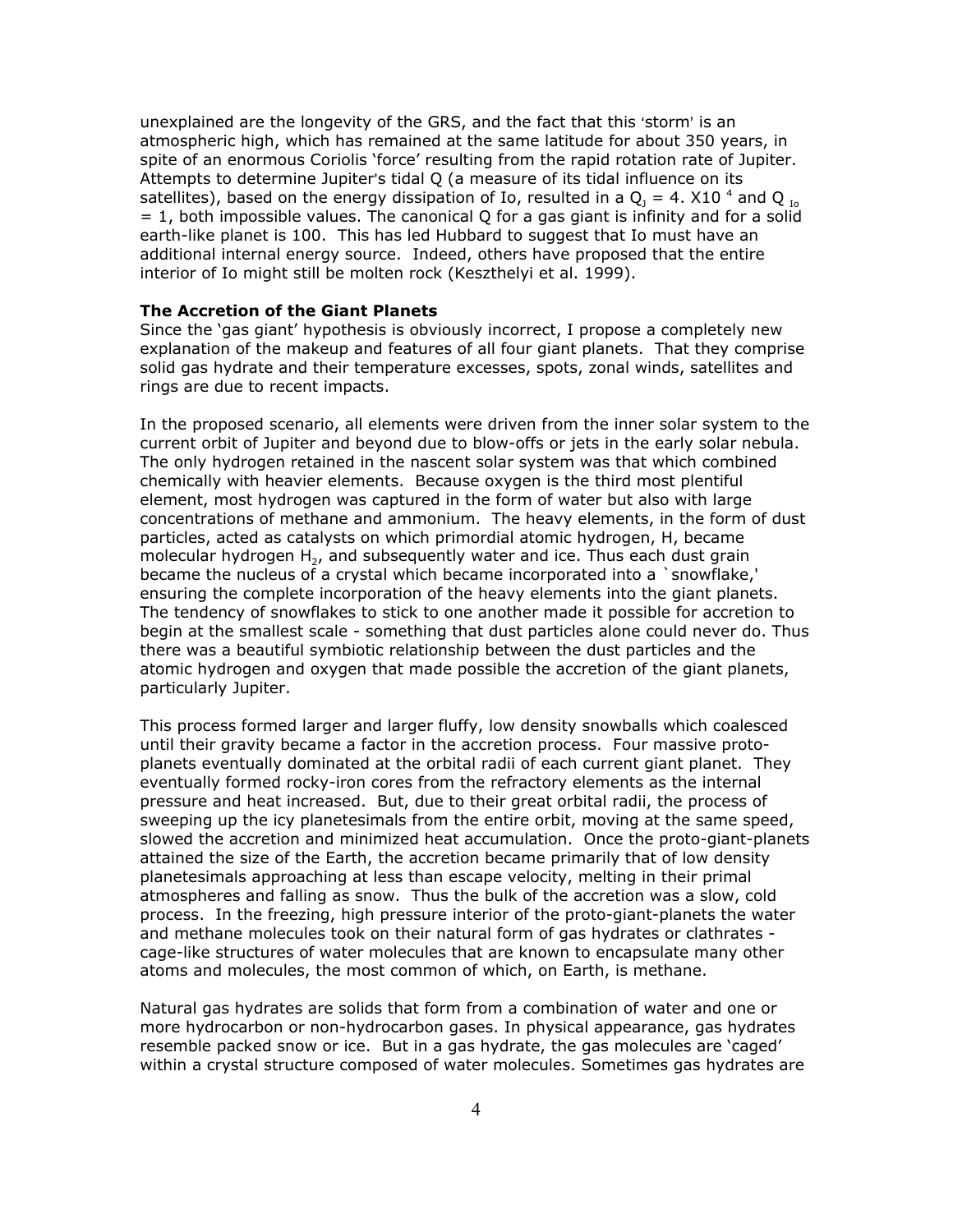unexplained are the longevity of the GRS, and the fact that this 'storm' is an atmospheric high, which has remained at the same latitude for about 350 years, in spite of an enormous Coriolis 'force' resulting from the rapid rotation rate of Jupiter. Attempts to determine Jupiter's tidal Q (a measure of its tidal influence on its satellites), based on the energy dissipation of Io, resulted in a $Q_J = 4. X10^{4}$ and $Q_{Io} = 1$, both impossible values. The canonical Q for a gas giant is infinity and for a solid earth-like planet is 100. This has led Hubbard to suggest that Io must have an additional internal energy source. Indeed, others have proposed that the entire interior of Io might still be molten rock (Keszthelyi et al. 1999).

**The Accretion of the Giant Planets**

Since the 'gas giant' hypothesis is obviously incorrect, I propose a completely new explanation of the makeup and features of all four giant planets. That they comprise solid gas hydrate and their temperature excesses, spots, zonal winds, satellites and rings are due to recent impacts.

In the proposed scenario, all elements were driven from the inner solar system to the current orbit of Jupiter and beyond due to blow-offs or jets in the early solar nebula. The only hydrogen retained in the nascent solar system was that which combined chemically with heavier elements. Because oxygen is the third most plentiful element, most hydrogen was captured in the form of water but also with large concentrations of methane and ammonium. The heavy elements, in the form of dust particles, acted as catalysts on which primordial atomic hydrogen, H, became molecular hydrogen $H_2$, and subsequently water and ice. Thus each dust grain became the nucleus of a crystal which became incorporated into a `snowflake,' ensuring the complete incorporation of the heavy elements into the giant planets. The tendency of snowflakes to stick to one another made it possible for accretion to begin at the smallest scale - something that dust particles alone could never do. Thus there was a beautiful symbiotic relationship between the dust particles and the atomic hydrogen and oxygen that made possible the accretion of the giant planets, particularly Jupiter.

This process formed larger and larger fluffy, low density snowballs which coalesced until their gravity became a factor in the accretion process. Four massive proto-planets eventually dominated at the orbital radii of each current giant planet. They eventually formed rocky-iron cores from the refractory elements as the internal pressure and heat increased. But, due to their great orbital radii, the process of sweeping up the icy planetesimals from the entire orbit, moving at the same speed, slowed the accretion and minimized heat accumulation. Once the proto-giant-planets attained the size of the Earth, the accretion became primarily that of low density planetesimals approaching at less than escape velocity, melting in their primal atmospheres and falling as snow. Thus the bulk of the accretion was a slow, cold process. In the freezing, high pressure interior of the proto-giant-planets the water and methane molecules took on their natural form of gas hydrates or clathrates - cage-like structures of water molecules that are known to encapsulate many other atoms and molecules, the most common of which, on Earth, is methane.

Natural gas hydrates are solids that form from a combination of water and one or more hydrocarbon or non-hydrocarbon gases. In physical appearance, gas hydrates resemble packed snow or ice. But in a gas hydrate, the gas molecules are 'caged' within a crystal structure composed of water molecules. Sometimes gas hydrates are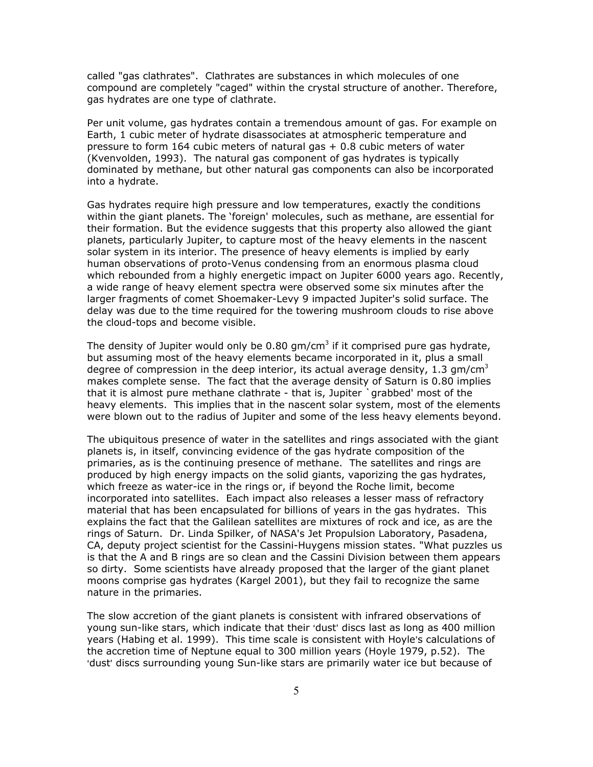called "gas clathrates". Clathrates are substances in which molecules of one compound are completely "caged" within the crystal structure of another. Therefore, gas hydrates are one type of clathrate.

Per unit volume, gas hydrates contain a tremendous amount of gas. For example on Earth, 1 cubic meter of hydrate disassociates at atmospheric temperature and pressure to form 164 cubic meters of natural gas + 0.8 cubic meters of water (Kvenvolden, 1993). The natural gas component of gas hydrates is typically dominated by methane, but other natural gas components can also be incorporated into a hydrate.

Gas hydrates require high pressure and low temperatures, exactly the conditions within the giant planets. The 'foreign' molecules, such as methane, are essential for their formation. But the evidence suggests that this property also allowed the giant planets, particularly Jupiter, to capture most of the heavy elements in the nascent solar system in its interior. The presence of heavy elements is implied by early human observations of proto-Venus condensing from an enormous plasma cloud which rebounded from a highly energetic impact on Jupiter 6000 years ago. Recently, a wide range of heavy element spectra were observed some six minutes after the larger fragments of comet Shoemaker-Levy 9 impacted Jupiter's solid surface. The delay was due to the time required for the towering mushroom clouds to rise above the cloud-tops and become visible.

The density of Jupiter would only be 0.80 gm/cm$^3$ if it comprised pure gas hydrate, but assuming most of the heavy elements became incorporated in it, plus a small degree of compression in the deep interior, its actual average density, 1.3 gm/cm$^3$ makes complete sense. The fact that the average density of Saturn is 0.80 implies that it is almost pure methane clathrate - that is, Jupiter `grabbed' most of the heavy elements. This implies that in the nascent solar system, most of the elements were blown out to the radius of Jupiter and some of the less heavy elements beyond.

The ubiquitous presence of water in the satellites and rings associated with the giant planets is, in itself, convincing evidence of the gas hydrate composition of the primaries, as is the continuing presence of methane. The satellites and rings are produced by high energy impacts on the solid giants, vaporizing the gas hydrates, which freeze as water-ice in the rings or, if beyond the Roche limit, become incorporated into satellites. Each impact also releases a lesser mass of refractory material that has been encapsulated for billions of years in the gas hydrates. This explains the fact that the Galilean satellites are mixtures of rock and ice, as are the rings of Saturn. Dr. Linda Spilker, of NASA's Jet Propulsion Laboratory, Pasadena, CA, deputy project scientist for the Cassini-Huygens mission states. "What puzzles us is that the A and B rings are so clean and the Cassini Division between them appears so dirty. Some scientists have already proposed that the larger of the giant planet moons comprise gas hydrates (Kargel 2001), but they fail to recognize the same nature in the primaries.

The slow accretion of the giant planets is consistent with infrared observations of young sun-like stars, which indicate that their 'dust' discs last as long as 400 million years (Habing et al. 1999). This time scale is consistent with Hoyle's calculations of the accretion time of Neptune equal to 300 million years (Hoyle 1979, p.52). The 'dust' discs surrounding young Sun-like stars are primarily water ice but because of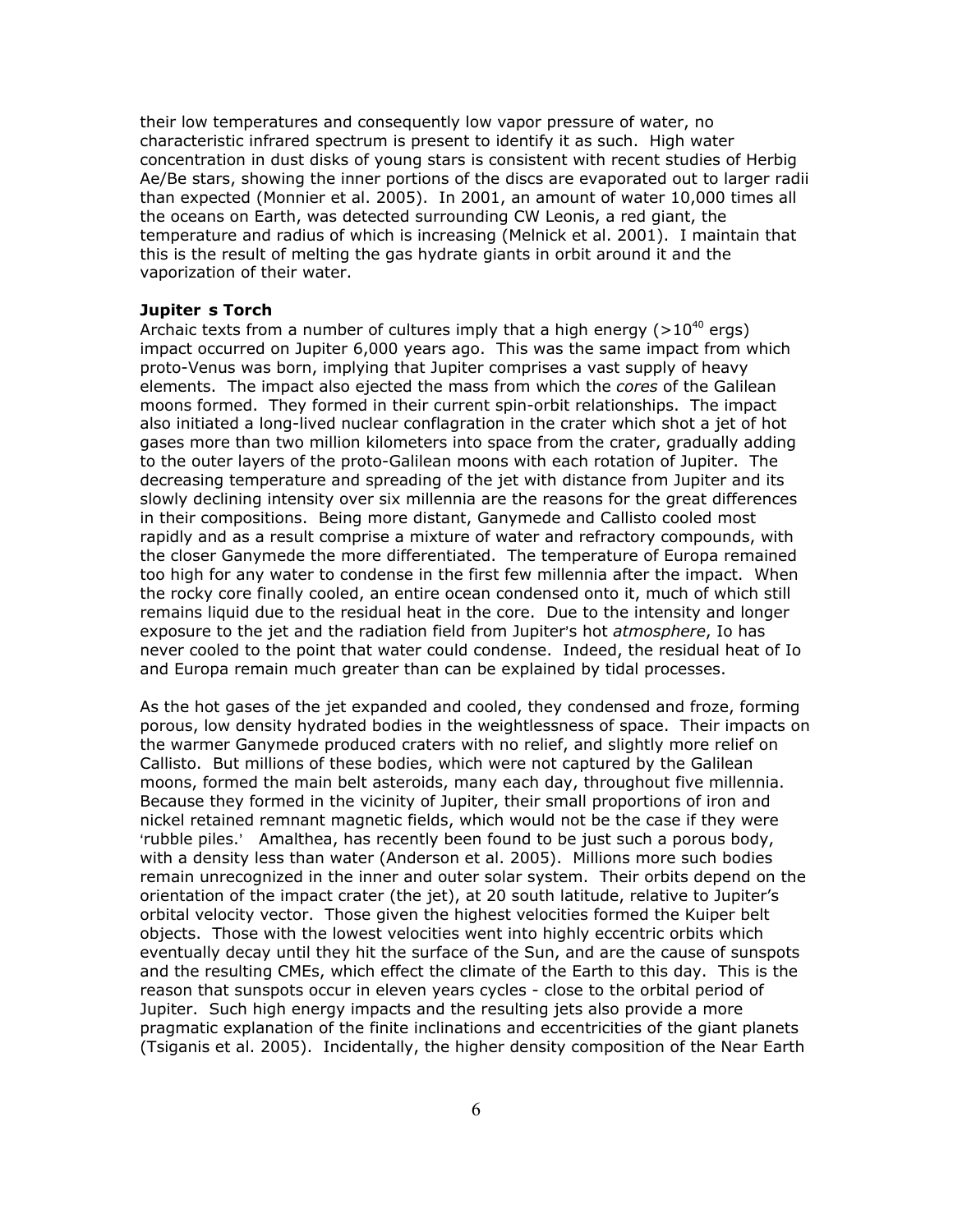their low temperatures and consequently low vapor pressure of water, no characteristic infrared spectrum is present to identify it as such. High water concentration in dust disks of young stars is consistent with recent studies of Herbig Ae/Be stars, showing the inner portions of the discs are evaporated out to larger radii than expected (Monnier et al. 2005). In 2001, an amount of water 10,000 times all the oceans on Earth, was detected surrounding CW Leonis, a red giant, the temperature and radius of which is increasing (Melnick et al. 2001). I maintain that this is the result of melting the gas hydrate giants in orbit around it and the vaporization of their water.

**Jupiter s Torch**

Archaic texts from a number of cultures imply that a high energy ($>10^{40}$ ergs) impact occurred on Jupiter 6,000 years ago. This was the same impact from which proto-Venus was born, implying that Jupiter comprises a vast supply of heavy elements. The impact also ejected the mass from which the *cores* of the Galilean moons formed. They formed in their current spin-orbit relationships. The impact also initiated a long-lived nuclear conflagration in the crater which shot a jet of hot gases more than two million kilometers into space from the crater, gradually adding to the outer layers of the proto-Galilean moons with each rotation of Jupiter. The decreasing temperature and spreading of the jet with distance from Jupiter and its slowly declining intensity over six millennia are the reasons for the great differences in their compositions. Being more distant, Ganymede and Callisto cooled most rapidly and as a result comprise a mixture of water and refractory compounds, with the closer Ganymede the more differentiated. The temperature of Europa remained too high for any water to condense in the first few millennia after the impact. When the rocky core finally cooled, an entire ocean condensed onto it, much of which still remains liquid due to the residual heat in the core. Due to the intensity and longer exposure to the jet and the radiation field from Jupiter's hot *atmosphere*, Io has never cooled to the point that water could condense. Indeed, the residual heat of Io and Europa remain much greater than can be explained by tidal processes.

As the hot gases of the jet expanded and cooled, they condensed and froze, forming porous, low density hydrated bodies in the weightlessness of space. Their impacts on the warmer Ganymede produced craters with no relief, and slightly more relief on Callisto. But millions of these bodies, which were not captured by the Galilean moons, formed the main belt asteroids, many each day, throughout five millennia. Because they formed in the vicinity of Jupiter, their small proportions of iron and nickel retained remnant magnetic fields, which would not be the case if they were 'rubble piles.' Amalthea, has recently been found to be just such a porous body, with a density less than water (Anderson et al. 2005). Millions more such bodies remain unrecognized in the inner and outer solar system. Their orbits depend on the orientation of the impact crater (the jet), at 20 south latitude, relative to Jupiter's orbital velocity vector. Those given the highest velocities formed the Kuiper belt objects. Those with the lowest velocities went into highly eccentric orbits which eventually decay until they hit the surface of the Sun, and are the cause of sunspots and the resulting CMEs, which effect the climate of the Earth to this day. This is the reason that sunspots occur in eleven years cycles - close to the orbital period of Jupiter. Such high energy impacts and the resulting jets also provide a more pragmatic explanation of the finite inclinations and eccentricities of the giant planets (Tsiganis et al. 2005). Incidentally, the higher density composition of the Near Earth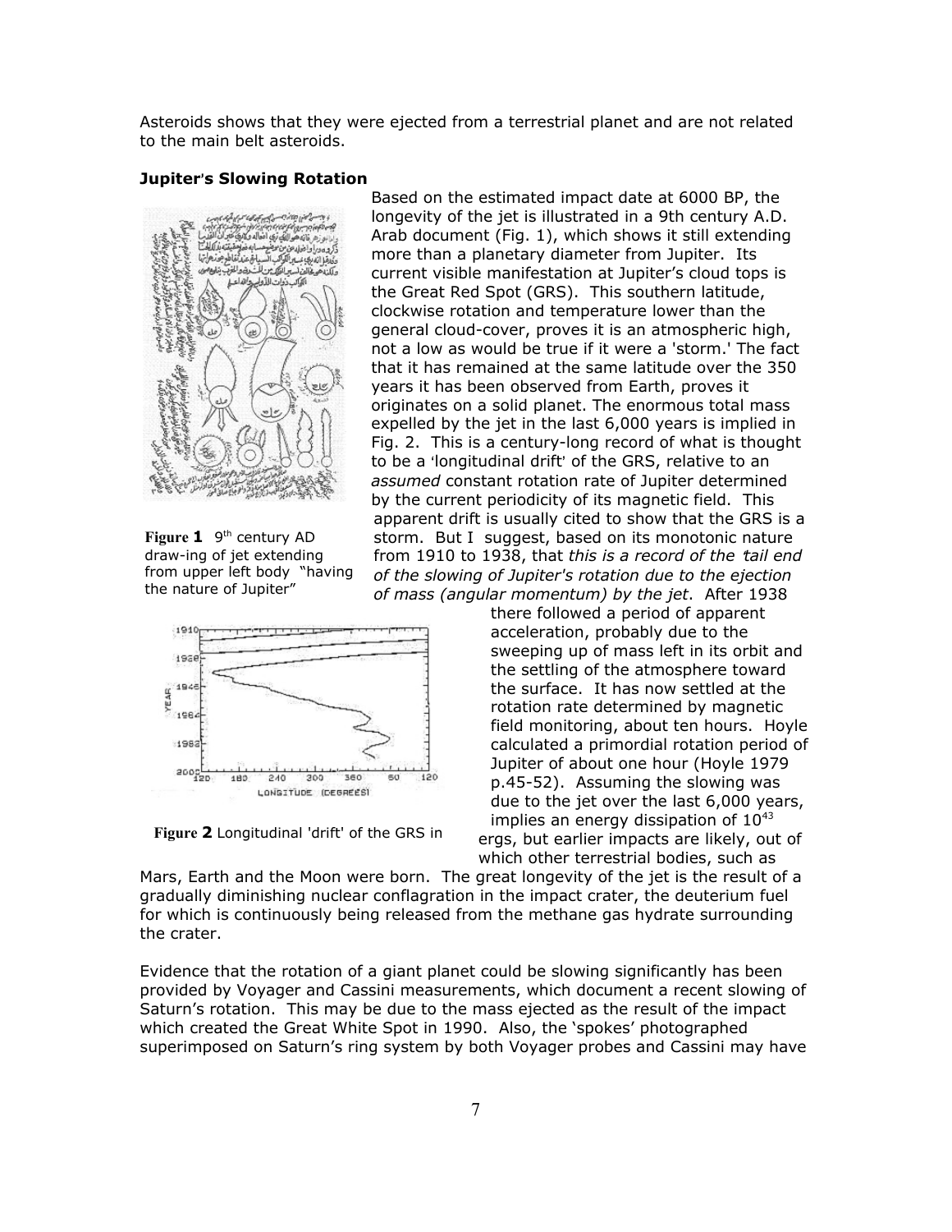Asteroids shows that they were ejected from a terrestrial planet and are not related to the main belt asteroids.

### Jupiter's Slowing Rotation

Based on the estimated impact date at 6000 BP, the longevity of the jet is illustrated in a 9th century A.D. Arab document (Fig. 1), which shows it still extending more than a planetary diameter from Jupiter. Its current visible manifestation at Jupiter's cloud tops is the Great Red Spot (GRS). This southern latitude, clockwise rotation and temperature lower than the general cloud-cover, proves it is an atmospheric high, not a low as would be true if it were a 'storm.' The fact that it has remained at the same latitude over the 350 years it has been observed from Earth, proves it originates on a solid planet. The enormous total mass expelled by the jet in the last 6,000 years is implied in Fig. 2. This is a century-long record of what is thought to be a 'longitudinal drift' of the GRS, relative to an *assumed* constant rotation rate of Jupiter determined by the current periodicity of its magnetic field. This apparent drift is usually cited to show that the GRS is a storm. But I suggest, based on its monotonic nature from 1910 to 1938, that *this is a record of the 'tail end of the slowing of Jupiter's rotation due to the ejection of mass (angular momentum) by the jet*. After 1938 there followed a period of apparent acceleration, probably due to the sweeping up of mass left in its orbit and the settling of the atmosphere toward the surface. It has now settled at the rotation rate determined by magnetic field monitoring, about ten hours. Hoyle calculated a primordial rotation period of Jupiter of about one hour (Hoyle 1979 p.45-52). Assuming the slowing was due to the jet over the last 6,000 years, implies an energy dissipation of $10^{43}$ ergs, but earlier impacts are likely, out of which other terrestrial bodies, such as Mars, Earth and the Moon were born. The great longevity of the jet is the result of a gradually diminishing nuclear conflagration in the impact crater, the deuterium fuel for which is continuously being released from the methane gas hydrate surrounding the crater.

**Figure 1** 9th century AD draw-ing of jet extending from upper left body "having the nature of Jupiter"

**Figure 2** Longitudinal 'drift' of the GRS in

Evidence that the rotation of a giant planet could be slowing significantly has been provided by Voyager and Cassini measurements, which document a recent slowing of Saturn's rotation. This may be due to the mass ejected as the result of the impact which created the Great White Spot in 1990. Also, the 'spokes' photographed superimposed on Saturn's ring system by both Voyager probes and Cassini may have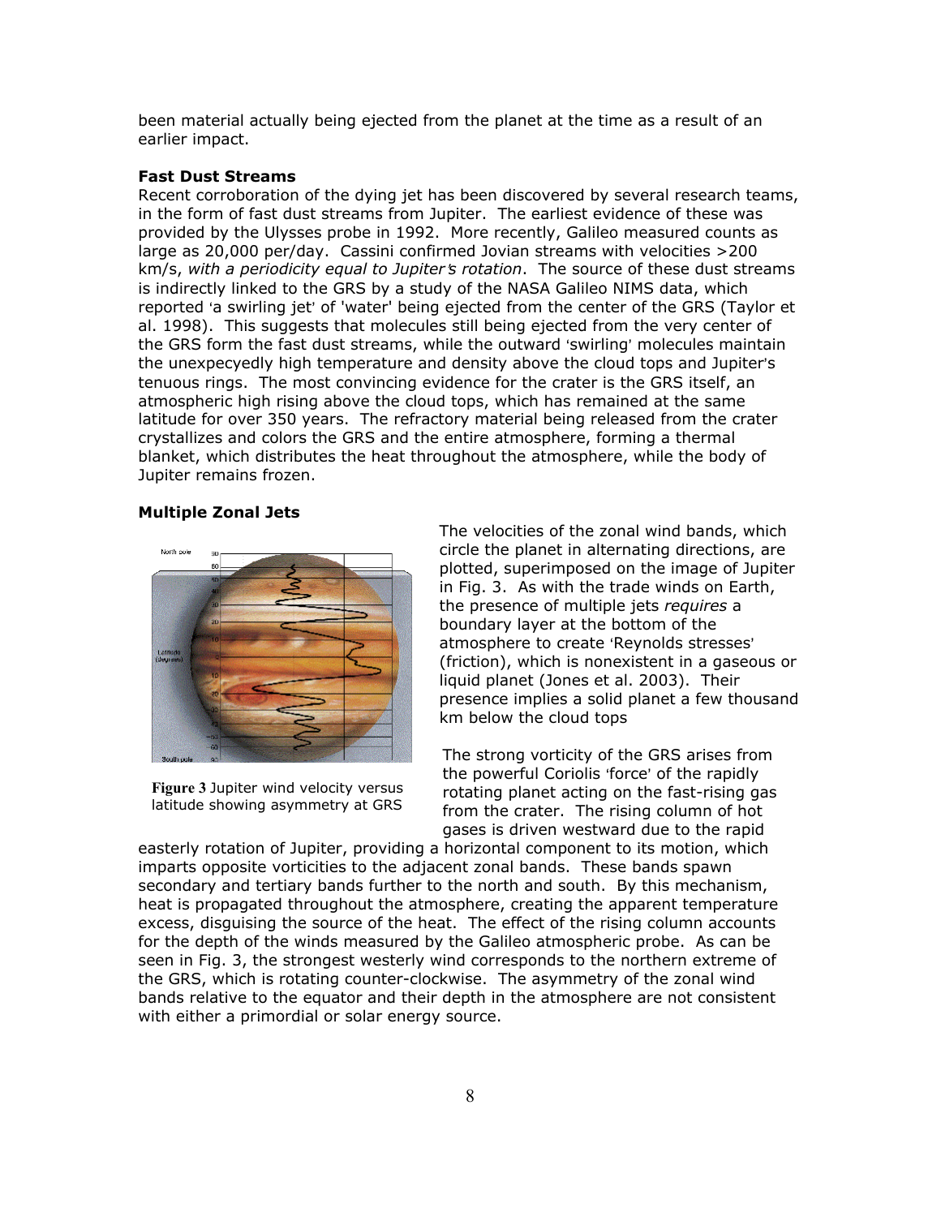been material actually being ejected from the planet at the time as a result of an earlier impact.

**Fast Dust Streams**

Recent corroboration of the dying jet has been discovered by several research teams, in the form of fast dust streams from Jupiter. The earliest evidence of these was provided by the Ulysses probe in 1992. More recently, Galileo measured counts as large as 20,000 per/day. Cassini confirmed Jovian streams with velocities >200 km/s, *with a periodicity equal to Jupiter's rotation*. The source of these dust streams is indirectly linked to the GRS by a study of the NASA Galileo NIMS data, which reported 'a swirling jet' of 'water' being ejected from the center of the GRS (Taylor et al. 1998). This suggests that molecules still being ejected from the very center of the GRS form the fast dust streams, while the outward 'swirling' molecules maintain the unexpecyedly high temperature and density above the cloud tops and Jupiter's tenuous rings. The most convincing evidence for the crater is the GRS itself, an atmospheric high rising above the cloud tops, which has remained at the same latitude for over 350 years. The refractory material being released from the crater crystallizes and colors the GRS and the entire atmosphere, forming a thermal blanket, which distributes the heat throughout the atmosphere, while the body of Jupiter remains frozen.

**Multiple Zonal Jets**

**Figure 3** Jupiter wind velocity versus latitude showing asymmetry at GRS

The velocities of the zonal wind bands, which circle the planet in alternating directions, are plotted, superimposed on the image of Jupiter in Fig. 3. As with the trade winds on Earth, the presence of multiple jets *requires* a boundary layer at the bottom of the atmosphere to create 'Reynolds stresses' (friction), which is nonexistent in a gaseous or liquid planet (Jones et al. 2003). Their presence implies a solid planet a few thousand km below the cloud tops

The strong vorticity of the GRS arises from the powerful Coriolis 'force' of the rapidly rotating planet acting on the fast-rising gas from the crater. The rising column of hot gases is driven westward due to the rapid easterly rotation of Jupiter, providing a horizontal component to its motion, which imparts opposite vorticities to the adjacent zonal bands. These bands spawn secondary and tertiary bands further to the north and south. By this mechanism, heat is propagated throughout the atmosphere, creating the apparent temperature excess, disguising the source of the heat. The effect of the rising column accounts for the depth of the winds measured by the Galileo atmospheric probe. As can be seen in Fig. 3, the strongest westerly wind corresponds to the northern extreme of the GRS, which is rotating counter-clockwise. The asymmetry of the zonal wind bands relative to the equator and their depth in the atmosphere are not consistent with either a primordial or solar energy source.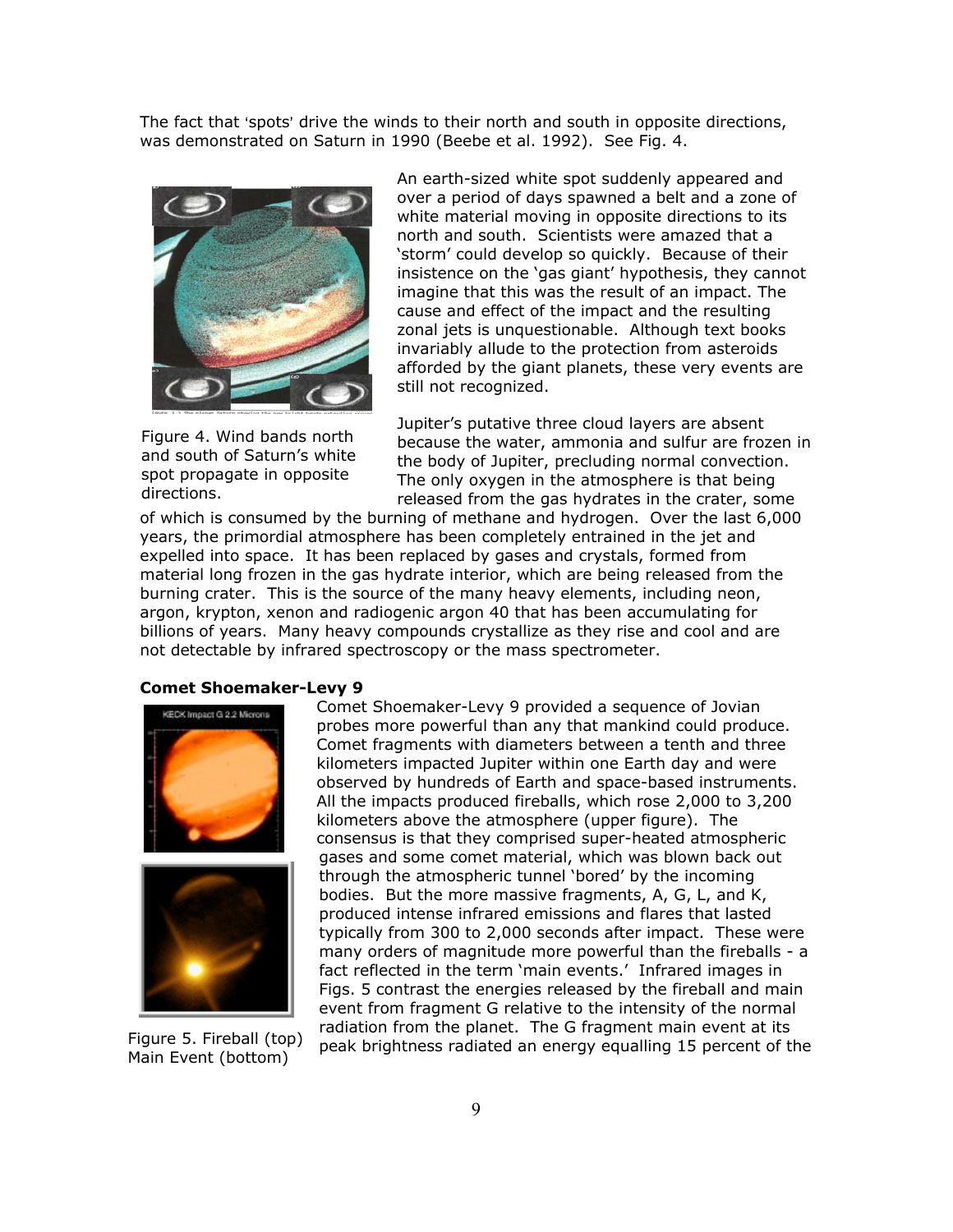The fact that 'spots' drive the winds to their north and south in opposite directions, was demonstrated on Saturn in 1990 (Beebe et al. 1992). See Fig. 4.

Figure 4. Wind bands north and south of Saturn's white spot propagate in opposite directions.

An earth-sized white spot suddenly appeared and over a period of days spawned a belt and a zone of white material moving in opposite directions to its north and south. Scientists were amazed that a 'storm' could develop so quickly. Because of their insistence on the 'gas giant' hypothesis, they cannot imagine that this was the result of an impact. The cause and effect of the impact and the resulting zonal jets is unquestionable. Although text books invariably allude to the protection from asteroids afforded by the giant planets, these very events are still not recognized.

Jupiter's putative three cloud layers are absent because the water, ammonia and sulfur are frozen in the body of Jupiter, precluding normal convection. The only oxygen in the atmosphere is that being released from the gas hydrates in the crater, some of which is consumed by the burning of methane and hydrogen. Over the last 6,000 years, the primordial atmosphere has been completely entrained in the jet and expelled into space. It has been replaced by gases and crystals, formed from material long frozen in the gas hydrate interior, which are being released from the burning crater. This is the source of the many heavy elements, including neon, argon, krypton, xenon and radiogenic argon 40 that has been accumulating for billions of years. Many heavy compounds crystallize as they rise and cool and are not detectable by infrared spectroscopy or the mass spectrometer.

**Comet Shoemaker-Levy 9**

Comet Shoemaker-Levy 9 provided a sequence of Jovian probes more powerful than any that mankind could produce. Comet fragments with diameters between a tenth and three kilometers impacted Jupiter within one Earth day and were observed by hundreds of Earth and space-based instruments. All the impacts produced fireballs, which rose 2,000 to 3,200 kilometers above the atmosphere (upper figure). The consensus is that they comprised super-heated atmospheric gases and some comet material, which was blown back out through the atmospheric tunnel 'bored' by the incoming bodies. But the more massive fragments, A, G, L, and K, produced intense infrared emissions and flares that lasted typically from 300 to 2,000 seconds after impact. These were many orders of magnitude more powerful than the fireballs - a fact reflected in the term 'main events.' Infrared images in Figs. 5 contrast the energies released by the fireball and main event from fragment G relative to the intensity of the normal radiation from the planet. The G fragment main event at its peak brightness radiated an energy equalling 15 percent of the

Figure 5. Fireball (top) Main Event (bottom)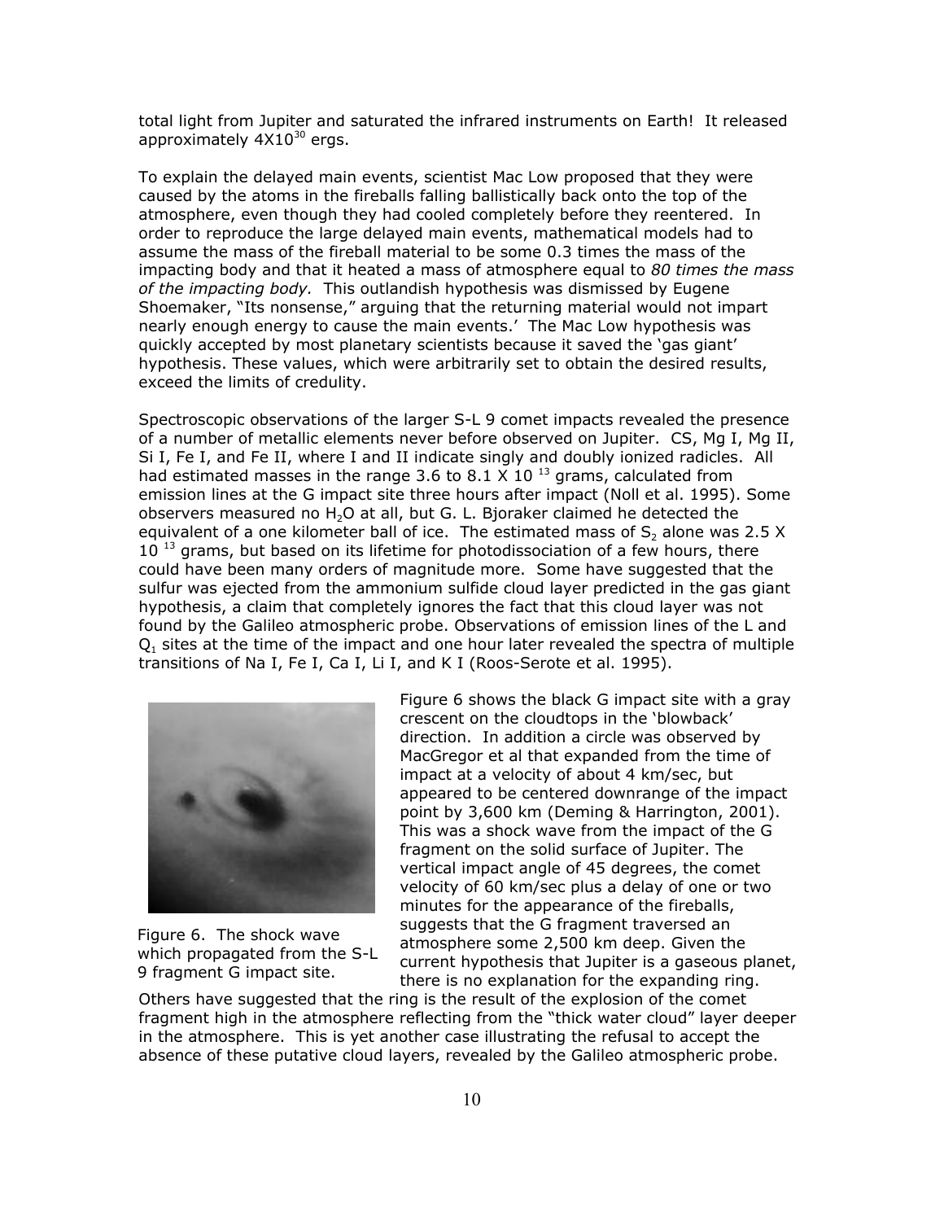total light from Jupiter and saturated the infrared instruments on Earth! It released approximately $4X10^{30}$ ergs.

To explain the delayed main events, scientist Mac Low proposed that they were caused by the atoms in the fireballs falling ballistically back onto the top of the atmosphere, even though they had cooled completely before they reentered. In order to reproduce the large delayed main events, mathematical models had to assume the mass of the fireball material to be some 0.3 times the mass of the impacting body and that it heated a mass of atmosphere equal to *80 times the mass of the impacting body.* This outlandish hypothesis was dismissed by Eugene Shoemaker, "Its nonsense," arguing that the returning material would not impart nearly enough energy to cause the main events.' The Mac Low hypothesis was quickly accepted by most planetary scientists because it saved the 'gas giant' hypothesis. These values, which were arbitrarily set to obtain the desired results, exceed the limits of credulity.

Spectroscopic observations of the larger S-L 9 comet impacts revealed the presence of a number of metallic elements never before observed on Jupiter. CS, Mg I, Mg II, Si I, Fe I, and Fe II, where I and II indicate singly and doubly ionized radicles. All had estimated masses in the range 3.6 to 8.1 X $10^{13}$ grams, calculated from emission lines at the G impact site three hours after impact (Noll et al. 1995). Some observers measured no $H_2O$ at all, but G. L. Bjoraker claimed he detected the equivalent of a one kilometer ball of ice. The estimated mass of $S_2$ alone was 2.5 X $10^{13}$ grams, but based on its lifetime for photodissociation of a few hours, there could have been many orders of magnitude more. Some have suggested that the sulfur was ejected from the ammonium sulfide cloud layer predicted in the gas giant hypothesis, a claim that completely ignores the fact that this cloud layer was not found by the Galileo atmospheric probe. Observations of emission lines of the L and $Q_1$ sites at the time of the impact and one hour later revealed the spectra of multiple transitions of Na I, Fe I, Ca I, Li I, and K I (Roos-Serote et al. 1995).

Figure 6. The shock wave which propagated from the S-L 9 fragment G impact site.

Figure 6 shows the black G impact site with a gray crescent on the cloudtops in the 'blowback' direction. In addition a circle was observed by MacGregor et al that expanded from the time of impact at a velocity of about 4 km/sec, but appeared to be centered downrange of the impact point by 3,600 km (Deming & Harrington, 2001). This was a shock wave from the impact of the G fragment on the solid surface of Jupiter. The vertical impact angle of 45 degrees, the comet velocity of 60 km/sec plus a delay of one or two minutes for the appearance of the fireballs, suggests that the G fragment traversed an atmosphere some 2,500 km deep. Given the current hypothesis that Jupiter is a gaseous planet, there is no explanation for the expanding ring. Others have suggested that the ring is the result of the explosion of the comet fragment high in the atmosphere reflecting from the "thick water cloud" layer deeper in the atmosphere. This is yet another case illustrating the refusal to accept the absence of these putative cloud layers, revealed by the Galileo atmospheric probe.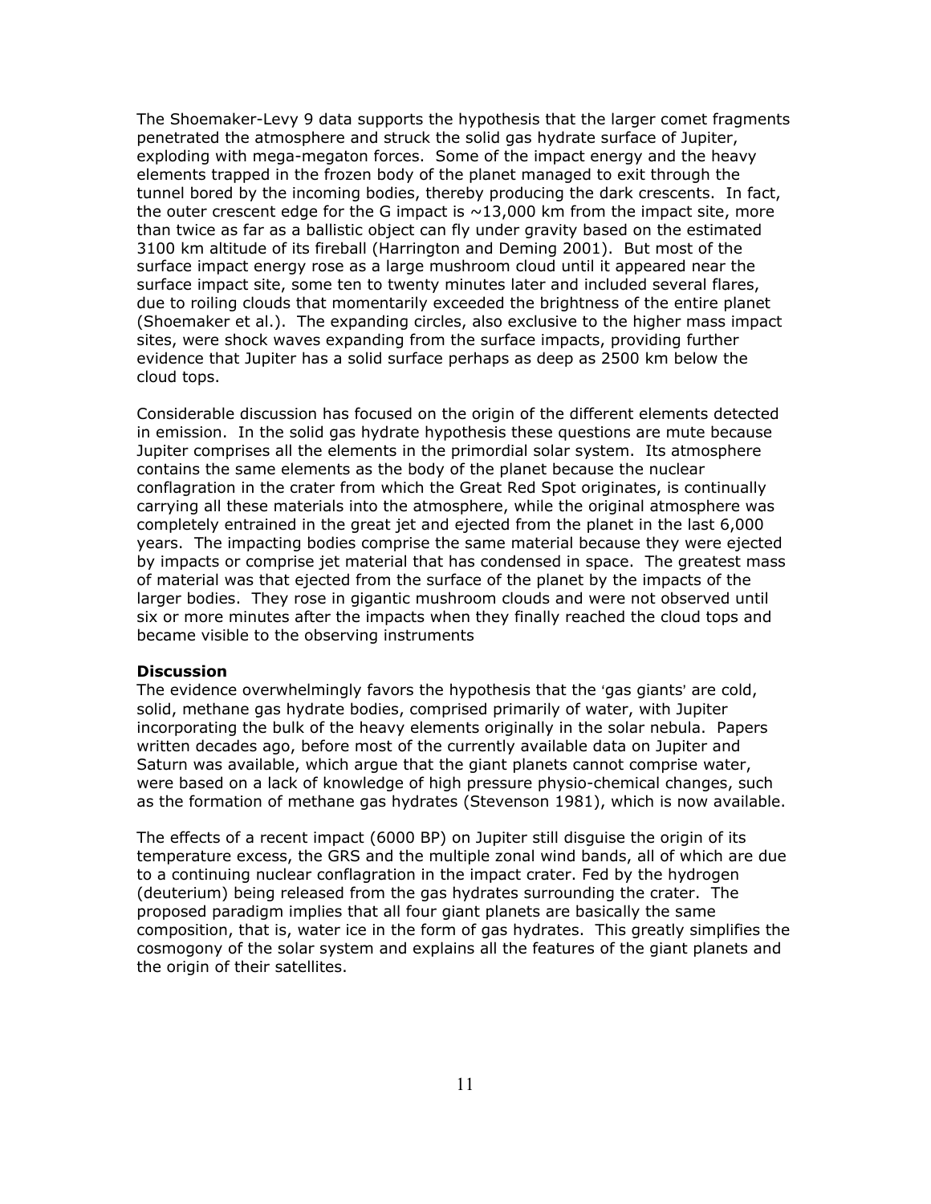The Shoemaker-Levy 9 data supports the hypothesis that the larger comet fragments penetrated the atmosphere and struck the solid gas hydrate surface of Jupiter, exploding with mega-megaton forces. Some of the impact energy and the heavy elements trapped in the frozen body of the planet managed to exit through the tunnel bored by the incoming bodies, thereby producing the dark crescents. In fact, the outer crescent edge for the G impact is ~13,000 km from the impact site, more than twice as far as a ballistic object can fly under gravity based on the estimated 3100 km altitude of its fireball (Harrington and Deming 2001). But most of the surface impact energy rose as a large mushroom cloud until it appeared near the surface impact site, some ten to twenty minutes later and included several flares, due to roiling clouds that momentarily exceeded the brightness of the entire planet (Shoemaker et al.). The expanding circles, also exclusive to the higher mass impact sites, were shock waves expanding from the surface impacts, providing further evidence that Jupiter has a solid surface perhaps as deep as 2500 km below the cloud tops.

Considerable discussion has focused on the origin of the different elements detected in emission. In the solid gas hydrate hypothesis these questions are mute because Jupiter comprises all the elements in the primordial solar system. Its atmosphere contains the same elements as the body of the planet because the nuclear conflagration in the crater from which the Great Red Spot originates, is continually carrying all these materials into the atmosphere, while the original atmosphere was completely entrained in the great jet and ejected from the planet in the last 6,000 years. The impacting bodies comprise the same material because they were ejected by impacts or comprise jet material that has condensed in space. The greatest mass of material was that ejected from the surface of the planet by the impacts of the larger bodies. They rose in gigantic mushroom clouds and were not observed until six or more minutes after the impacts when they finally reached the cloud tops and became visible to the observing instruments

**Discussion**

The evidence overwhelmingly favors the hypothesis that the 'gas giants' are cold, solid, methane gas hydrate bodies, comprised primarily of water, with Jupiter incorporating the bulk of the heavy elements originally in the solar nebula. Papers written decades ago, before most of the currently available data on Jupiter and Saturn was available, which argue that the giant planets cannot comprise water, were based on a lack of knowledge of high pressure physio-chemical changes, such as the formation of methane gas hydrates (Stevenson 1981), which is now available.

The effects of a recent impact (6000 BP) on Jupiter still disguise the origin of its temperature excess, the GRS and the multiple zonal wind bands, all of which are due to a continuing nuclear conflagration in the impact crater. Fed by the hydrogen (deuterium) being released from the gas hydrates surrounding the crater. The proposed paradigm implies that all four giant planets are basically the same composition, that is, water ice in the form of gas hydrates. This greatly simplifies the cosmogony of the solar system and explains all the features of the giant planets and the origin of their satellites.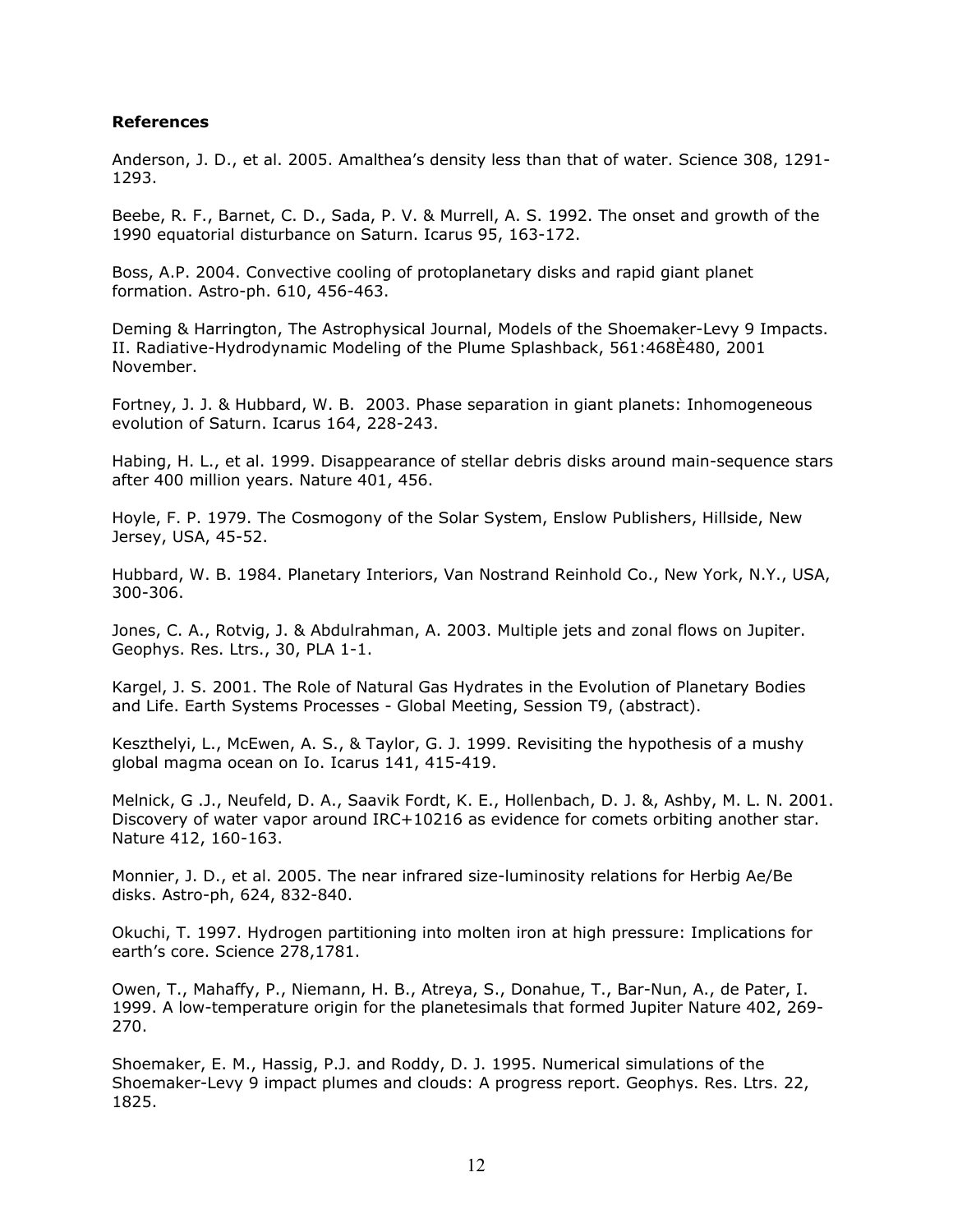**References**

Anderson, J. D., et al. 2005. Amalthea's density less than that of water. Science 308, 1291-1293.

Beebe, R. F., Barnet, C. D., Sada, P. V. & Murrell, A. S. 1992. The onset and growth of the 1990 equatorial disturbance on Saturn. Icarus 95, 163-172.

Boss, A.P. 2004. Convective cooling of protoplanetary disks and rapid giant planet formation. Astro-ph. 610, 456-463.

Deming & Harrington, The Astrophysical Journal, Models of the Shoemaker-Levy 9 Impacts. II. Radiative-Hydrodynamic Modeling of the Plume Splashback, 561:468È480, 2001 November.

Fortney, J. J. & Hubbard, W. B. 2003. Phase separation in giant planets: Inhomogeneous evolution of Saturn. Icarus 164, 228-243.

Habing, H. L., et al. 1999. Disappearance of stellar debris disks around main-sequence stars after 400 million years. Nature 401, 456.

Hoyle, F. P. 1979. The Cosmogony of the Solar System, Enslow Publishers, Hillside, New Jersey, USA, 45-52.

Hubbard, W. B. 1984. Planetary Interiors, Van Nostrand Reinhold Co., New York, N.Y., USA, 300-306.

Jones, C. A., Rotvig, J. & Abdulrahman, A. 2003. Multiple jets and zonal flows on Jupiter. Geophys. Res. Ltrs., 30, PLA 1-1.

Kargel, J. S. 2001. The Role of Natural Gas Hydrates in the Evolution of Planetary Bodies and Life. Earth Systems Processes - Global Meeting, Session T9, (abstract).

Keszthelyi, L., McEwen, A. S., & Taylor, G. J. 1999. Revisiting the hypothesis of a mushy global magma ocean on Io. Icarus 141, 415-419.

Melnick, G .J., Neufeld, D. A., Saavik Fordt, K. E., Hollenbach, D. J. &, Ashby, M. L. N. 2001. Discovery of water vapor around IRC+10216 as evidence for comets orbiting another star. Nature 412, 160-163.

Monnier, J. D., et al. 2005. The near infrared size-luminosity relations for Herbig Ae/Be disks. Astro-ph, 624, 832-840.

Okuchi, T. 1997. Hydrogen partitioning into molten iron at high pressure: Implications for earth's core. Science 278,1781.

Owen, T., Mahaffy, P., Niemann, H. B., Atreya, S., Donahue, T., Bar-Nun, A., de Pater, I. 1999. A low-temperature origin for the planetesimals that formed Jupiter Nature 402, 269-270.

Shoemaker, E. M., Hassig, P.J. and Roddy, D. J. 1995. Numerical simulations of the Shoemaker-Levy 9 impact plumes and clouds: A progress report. Geophys. Res. Ltrs. 22, 1825.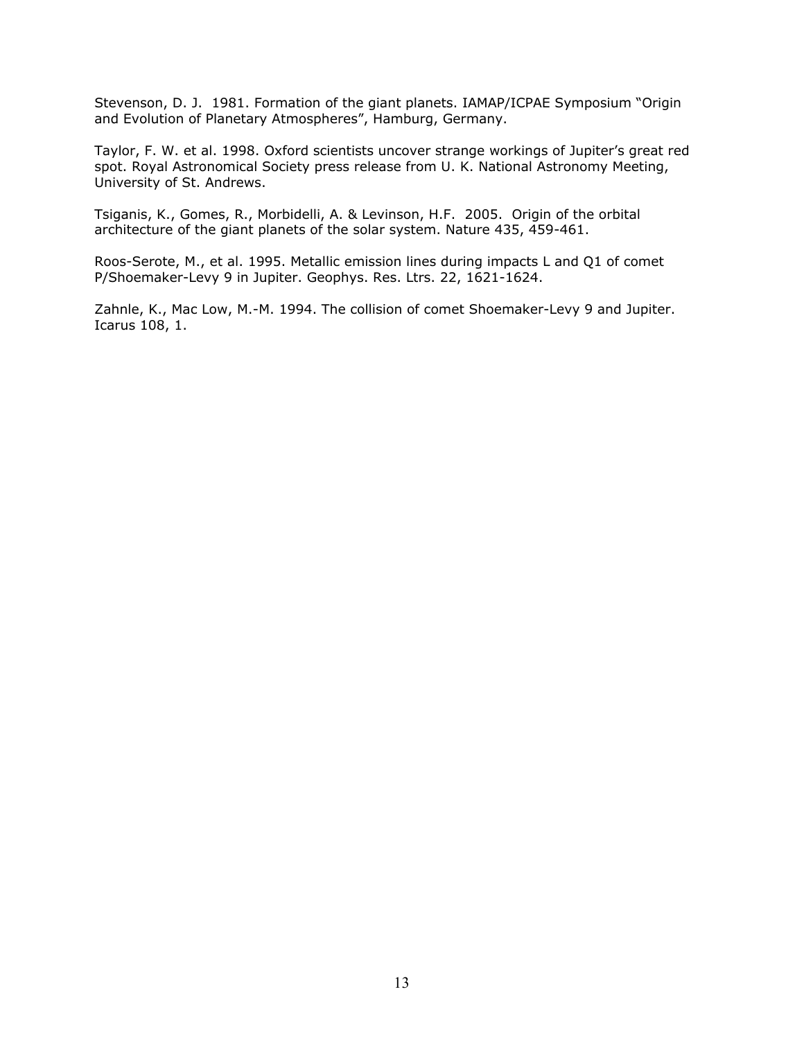Stevenson, D. J. 1981. Formation of the giant planets. IAMAP/ICPAE Symposium "Origin and Evolution of Planetary Atmospheres", Hamburg, Germany.

Taylor, F. W. et al. 1998. Oxford scientists uncover strange workings of Jupiter's great red spot. Royal Astronomical Society press release from U. K. National Astronomy Meeting, University of St. Andrews.

Tsiganis, K., Gomes, R., Morbidelli, A. & Levinson, H.F. 2005. Origin of the orbital architecture of the giant planets of the solar system. Nature 435, 459-461.

Roos-Serote, M., et al. 1995. Metallic emission lines during impacts L and Q1 of comet P/Shoemaker-Levy 9 in Jupiter. Geophys. Res. Ltrs. 22, 1621-1624.

Zahnle, K., Mac Low, M.-M. 1994. The collision of comet Shoemaker-Levy 9 and Jupiter. Icarus 108, 1.